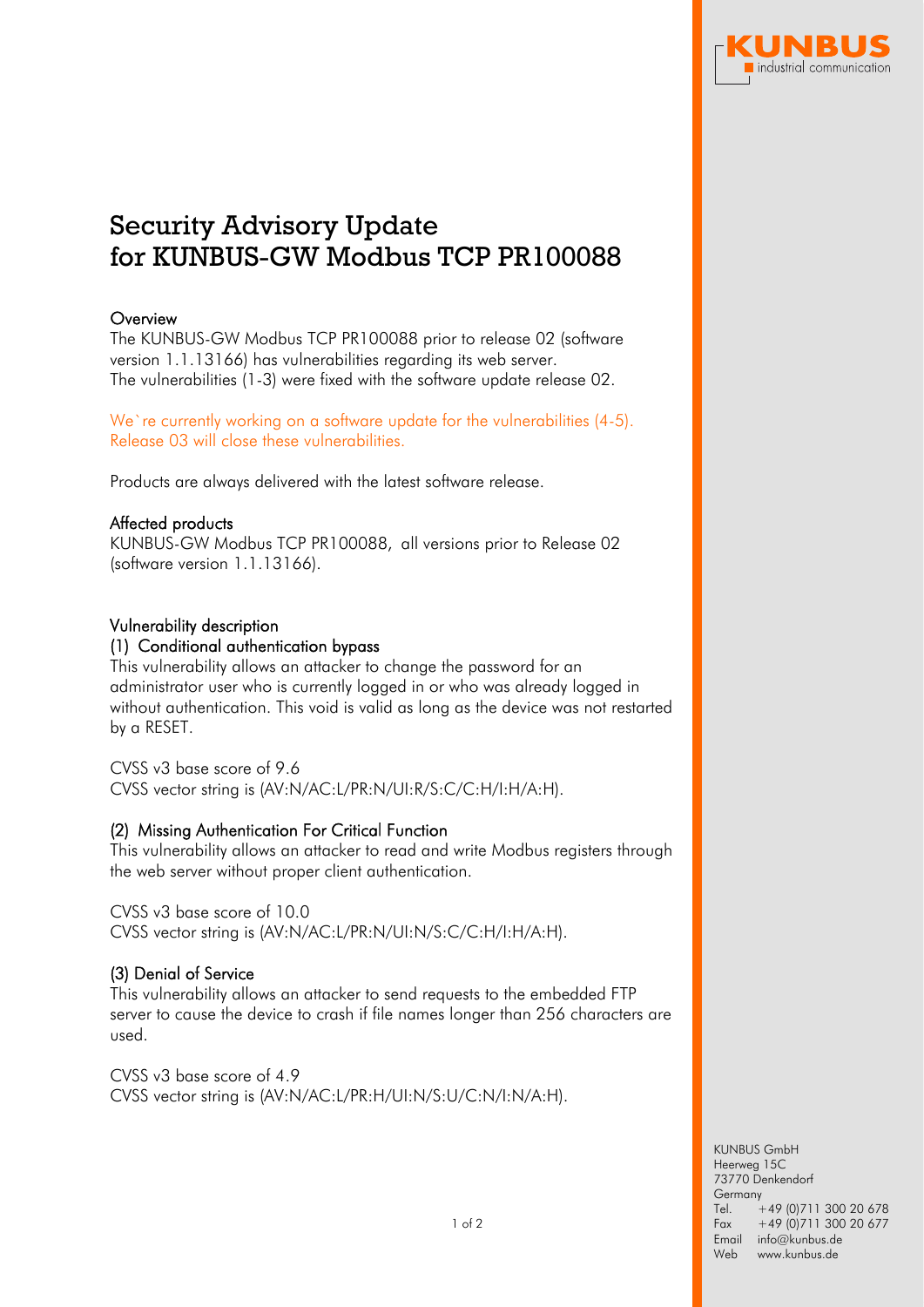# Security Advisory Update for KUNBUS-GW Modbus TCP PR100088

## Overview

The KUNBUS-GW Modbus TCP PR100088 prior to release 02 (software version 1.1.13166) has vulnerabilities regarding its web server.
The vulnerabilities (1-3) were fixed with the software update release 02.

We`re currently working on a software update for the vulnerabilities (4-5). Release 03 will close these vulnerabilities.

Products are always delivered with the latest software release.

## Affected products

KUNBUS-GW Modbus TCP PR100088, all versions prior to Release 02 (software version 1.1.13166).

## Vulnerability description

### (1) Conditional authentication bypass

This vulnerability allows an attacker to change the password for an administrator user who is currently logged in or who was already logged in without authentication. This void is valid as long as the device was not restarted by a RESET.

CVSS v3 base score of 9.6
CVSS vector string is (AV:N/AC:L/PR:N/UI:R/S:C/C:H/I:H/A:H).

### (2) Missing Authentication For Critical Function

This vulnerability allows an attacker to read and write Modbus registers through the web server without proper client authentication.

CVSS v3 base score of 10.0
CVSS vector string is (AV:N/AC:L/PR:N/UI:N/S:C/C:H/I:H/A:H).

### (3) Denial of Service

This vulnerability allows an attacker to send requests to the embedded FTP server to cause the device to crash if file names longer than 256 characters are used.

CVSS v3 base score of 4.9
CVSS vector string is (AV:N/AC:L/PR:H/UI:N/S:U/C:N/I:N/A:H).

KUNBUS GmbH
Heerweg 15C
73770 Denkendorf
Germany
Tel. +49 (0)711 300 20 678
Fax +49 (0)711 300 20 677
Email info@kunbus.de
Web www.kunbus.de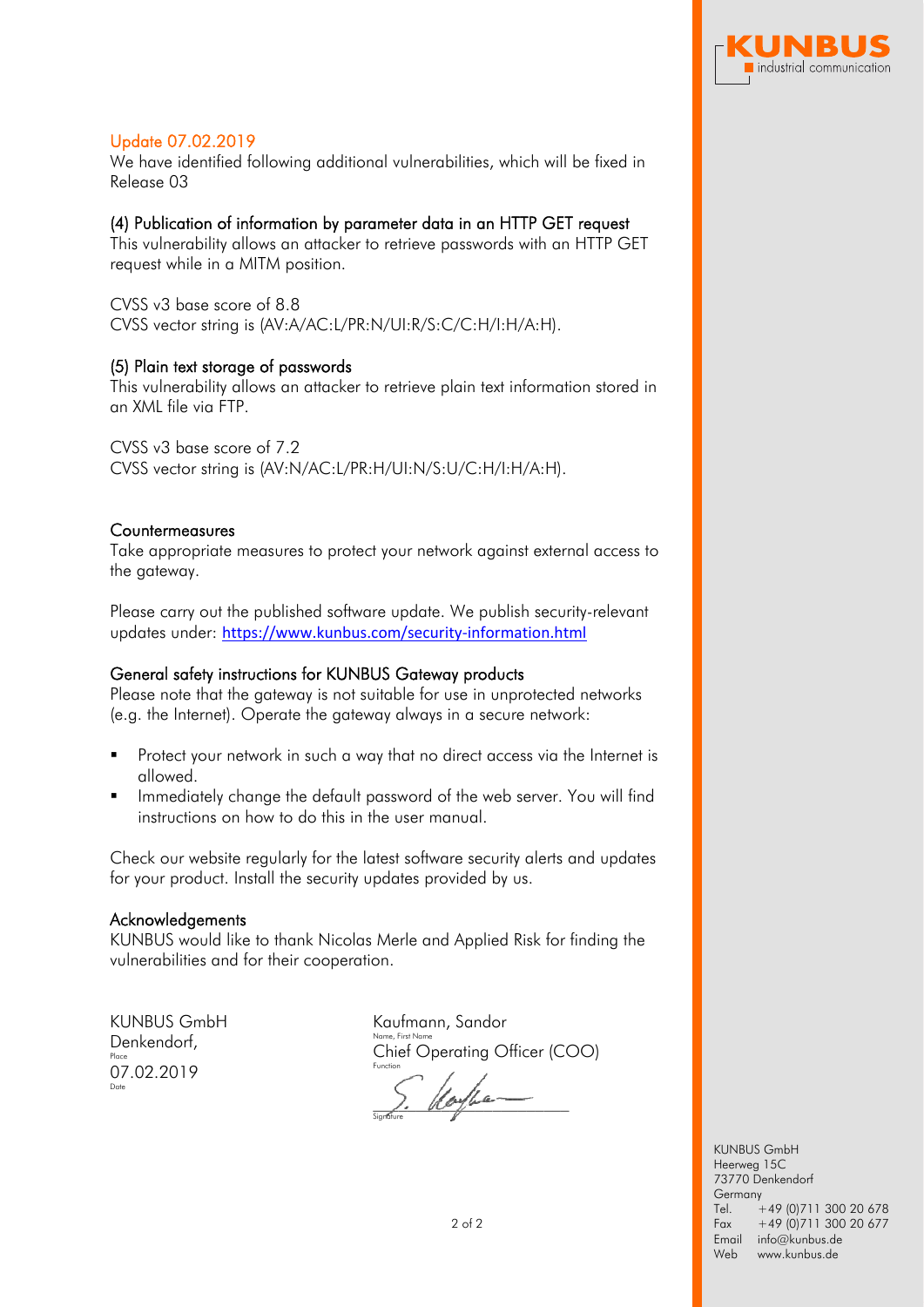## Update 07.02.2019

We have identified following additional vulnerabilities, which will be fixed in Release 03

### (4) Publication of information by parameter data in an HTTP GET request

This vulnerability allows an attacker to retrieve passwords with an HTTP GET request while in a MITM position.

CVSS v3 base score of 8.8
CVSS vector string is (AV:A/AC:L/PR:N/UI:R/S:C/C:H/I:H/A:H).

### (5) Plain text storage of passwords

This vulnerability allows an attacker to retrieve plain text information stored in an XML file via FTP.

CVSS v3 base score of 7.2
CVSS vector string is (AV:N/AC:L/PR:H/UI:N/S:U/C:H/I:H/A:H).

### Countermeasures

Take appropriate measures to protect your network against external access to the gateway.

Please carry out the published software update. We publish security-relevant updates under: https://www.kunbus.com/security-information.html

### General safety instructions for KUNBUS Gateway products

Please note that the gateway is not suitable for use in unprotected networks (e.g. the Internet). Operate the gateway always in a secure network:

- Protect your network in such a way that no direct access via the Internet is allowed.
- Immediately change the default password of the web server. You will find instructions on how to do this in the user manual.

Check our website regularly for the latest software security alerts and updates for your product. Install the security updates provided by us.

### Acknowledgements

KUNBUS would like to thank Nicolas Merle and Applied Risk for finding the vulnerabilities and for their cooperation.

KUNBUS GmbH
Denkendorf,
Place
07.02.2019
Date

Kaufmann, Sandor
Name, First Name
Chief Operating Officer (COO)
Function
Signature

KUNBUS GmbH
Heerweg 15C
73770 Denkendorf
Germany
Tel. +49 (0)711 300 20 678
Fax +49 (0)711 300 20 677
Email info@kunbus.de
Web www.kunbus.de